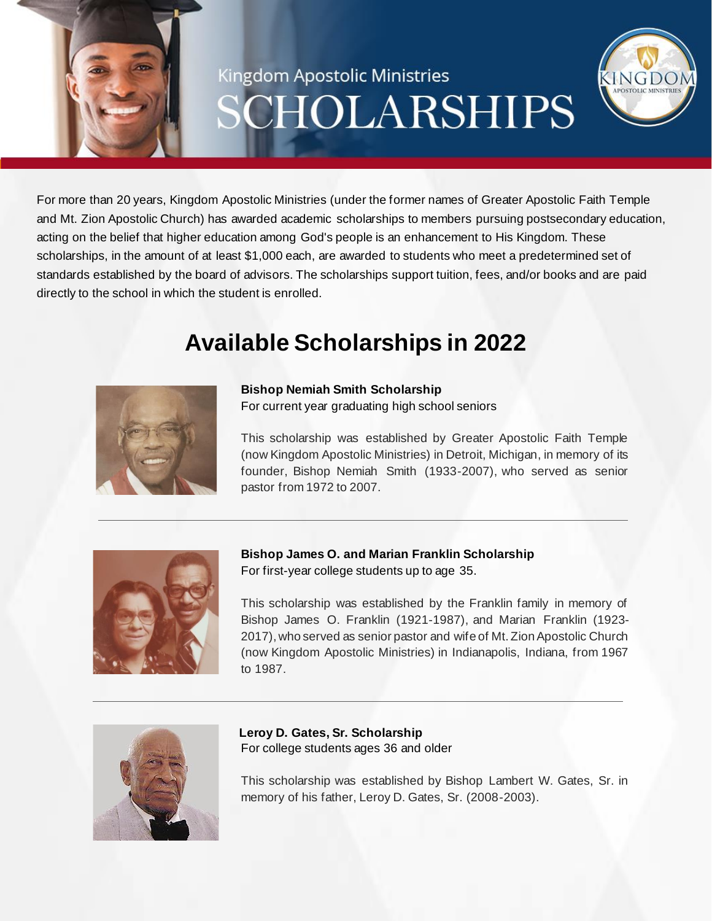# Kingdom Apostolic Ministries SCHOLARSHIPS

For more than 20 years, Kingdom Apostolic Ministries (under the former names of Greater Apostolic Faith Temple and Mt. Zion Apostolic Church) has awarded academic scholarships to members pursuing postsecondary education, acting on the belief that higher education among God's people is an enhancement to His Kingdom. These scholarships, in the amount of at least $1,000 each, are awarded to students who meet a predetermined set of standards established by the board of advisors. The scholarships support tuition, fees, and/or books and are paid directly to the school in which the student is enrolled.

## Available Scholarships in 2022

**Bishop Nemiah Smith Scholarship**
For current year graduating high school seniors

This scholarship was established by Greater Apostolic Faith Temple (now Kingdom Apostolic Ministries) in Detroit, Michigan, in memory of its founder, Bishop Nemiah Smith (1933-2007), who served as senior pastor from 1972 to 2007.

---

**Bishop James O. and Marian Franklin Scholarship**
For first-year college students up to age 35.

This scholarship was established by the Franklin family in memory of Bishop James O. Franklin (1921-1987), and Marian Franklin (1923-2017), who served as senior pastor and wife of Mt. Zion Apostolic Church (now Kingdom Apostolic Ministries) in Indianapolis, Indiana, from 1967 to 1987.

---

**Leroy D. Gates, Sr. Scholarship**
For college students ages 36 and older

This scholarship was established by Bishop Lambert W. Gates, Sr. in memory of his father, Leroy D. Gates, Sr. (2008-2003).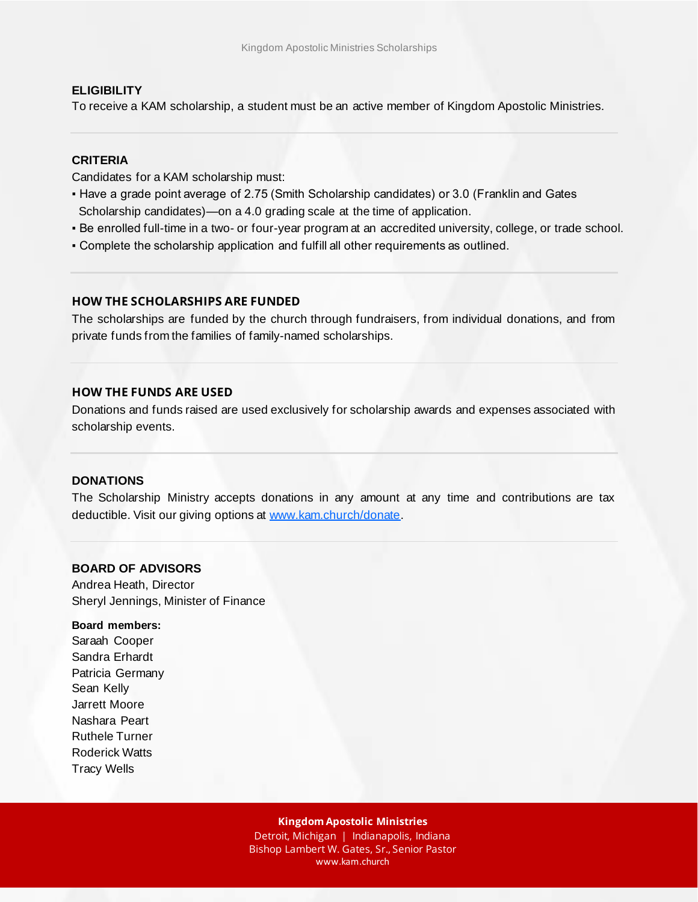## ELIGIBILITY

To receive a KAM scholarship, a student must be an active member of Kingdom Apostolic Ministries.

## CRITERIA

Candidates for a KAM scholarship must:

- Have a grade point average of 2.75 (Smith Scholarship candidates) or 3.0 (Franklin and Gates Scholarship candidates)—on a 4.0 grading scale at the time of application.
- Be enrolled full-time in a two- or four-year program at an accredited university, college, or trade school.
- Complete the scholarship application and fulfill all other requirements as outlined.

## HOW THE SCHOLARSHIPS ARE FUNDED

The scholarships are funded by the church through fundraisers, from individual donations, and from private funds from the families of family-named scholarships.

## HOW THE FUNDS ARE USED

Donations and funds raised are used exclusively for scholarship awards and expenses associated with scholarship events.

## DONATIONS

The Scholarship Ministry accepts donations in any amount at any time and contributions are tax deductible. Visit our giving options at [www.kam.church/donate](www.kam.church/donate).

## BOARD OF ADVISORS

Andrea Heath, Director
Sheryl Jennings, Minister of Finance

**Board members:**
Saraah Cooper
Sandra Erhardt
Patricia Germany
Sean Kelly
Jarrett Moore
Nashara Peart
Ruthele Turner
Roderick Watts
Tracy Wells

**Kingdom Apostolic Ministries**
Detroit, Michigan | Indianapolis, Indiana
Bishop Lambert W. Gates, Sr., Senior Pastor
www.kam.church